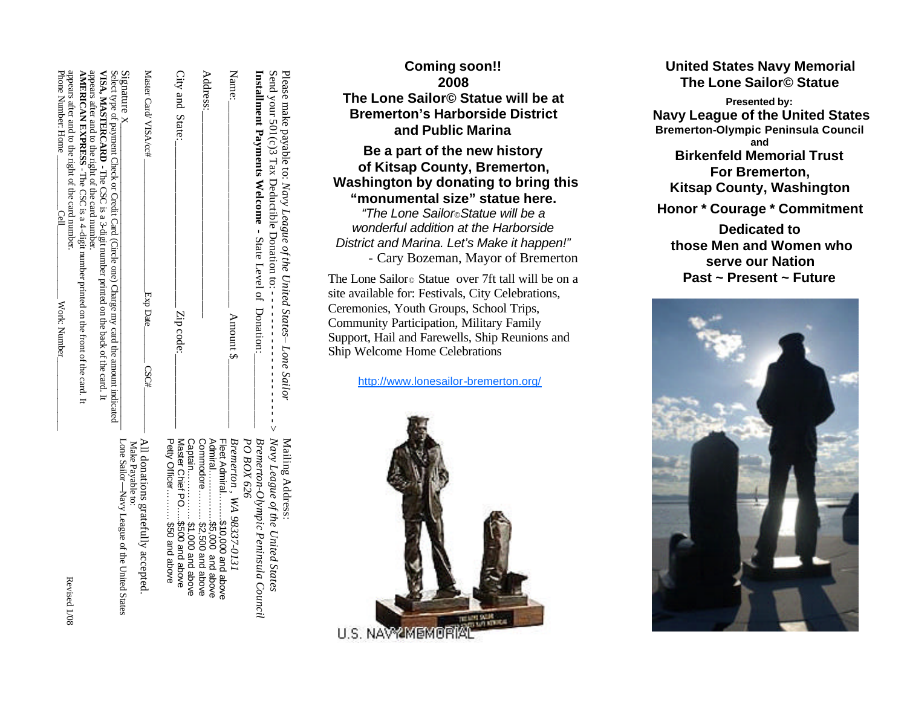Please make payable to: *Navy League of the United States–Lone Sailor*
Send your 501(c)3 Tax Deductible Donation to: - - - - - - - - - - - - - - - - - >

**Installment Payments Welcome** - State Level of Donation:____________

Name:________________________________ Amount $____________

Address:_______________________________

City and State:_______________________ Zip code:____________

Master Card/ VISA/cc#_________________ Exp Date_______ CSC#________

Signature X_______________________________________________
Select type of payment Check or Credit Card (Circle one) Charge my card the amount indicated
**VISA, MASTERCARD** - The CSC is a 3-digit number printed on the back of the card. It appears after and to the right of the card number.
**AMERICAN EXPRESS** - The CSC is a 4-digit number printed on the front of the card. It appears after and to the right of the card number.
Phone Number: Home ____________ Cell____________ Work Number____________

Mailing Address:
*Navy League of the United States*
*Bremerton-Olympic Peninsula Council*
*PO BOX 626*
*Bremerton , WA 98337-0131*

Fleet Admiral……$10,000 and above
Admiral…………..$5,000 and above
Commodore……...$2,500 and above
Captain………….$1,000 and above
Master Chief PO….$500 and above
Petty Officer……. $50 and above

All donations gratefully accepted.
Make Payable to:
Lone Sailor—Navy League of the United States

Revised 1/08

**Coming soon!!**
**2008**
**The Lone Sailor© Statue will be at Bremerton's Harborside District and Public Marina**

**Be a part of the new history of Kitsap County, Bremerton, Washington by donating to bring this "monumental size" statue here.**

*"The Lone Sailor© Statue will be a wonderful addition at the Harborside District and Marina. Let's Make it happen!"*
- Cary Bozeman, Mayor of Bremerton

The Lone Sailor© Statue over 7ft tall will be on a site available for: Festivals, City Celebrations, Ceremonies, Youth Groups, School Trips, Community Participation, Military Family Support, Hail and Farewells, Ship Reunions and Ship Welcome Home Celebrations

http://www.lonesailor-bremerton.org/

U.S. NAVY MEMORIAL

**United States Navy Memorial**
**The Lone Sailor© Statue**

**Presented by:**
**Navy League of the United States**
**Bremerton-Olympic Peninsula Council**
**and**
**Birkenfeld Memorial Trust For Bremerton, Kitsap County, Washington**

**Honor * Courage * Commitment**

**Dedicated to those Men and Women who serve our Nation**
**Past ~ Present ~ Future**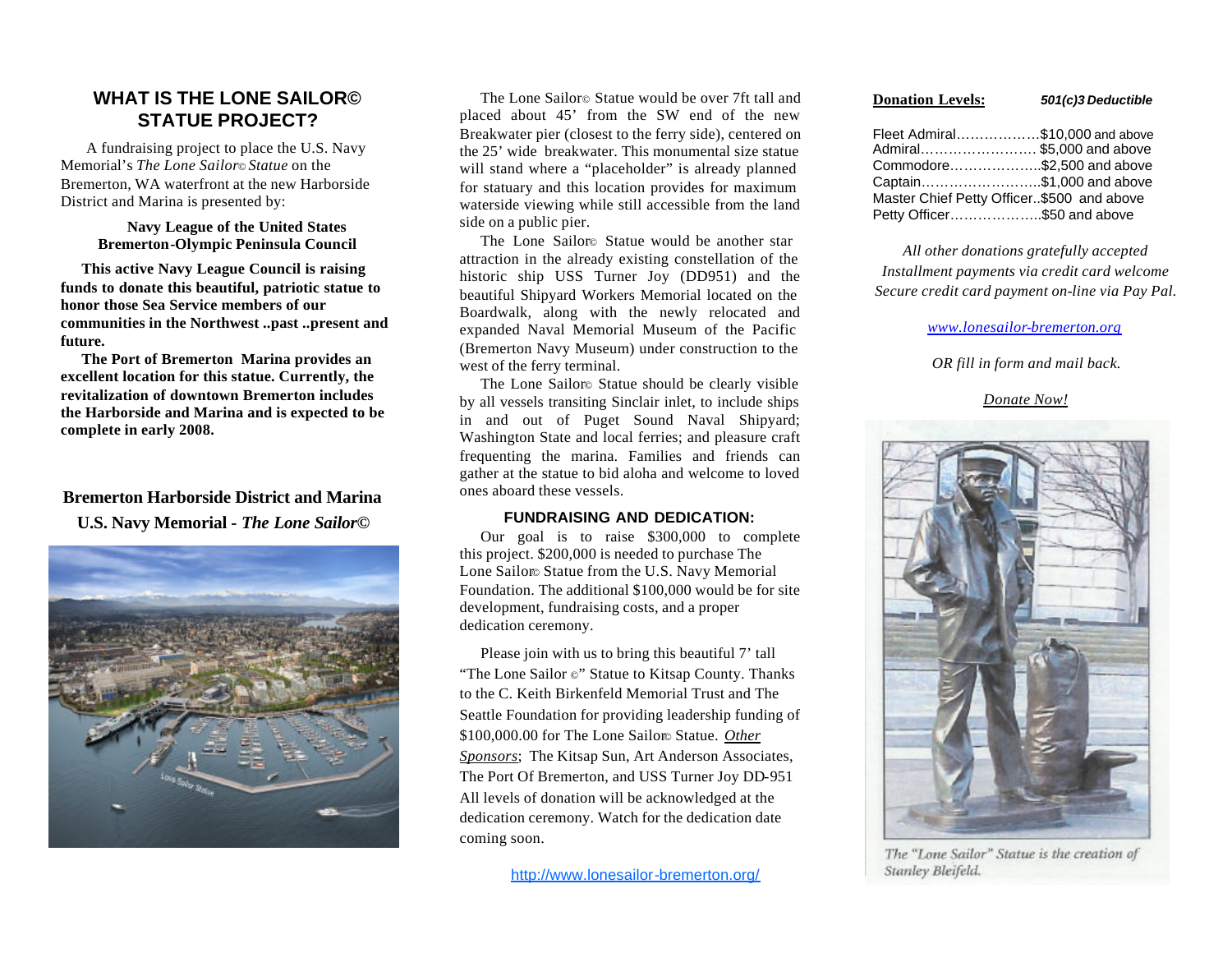## WHAT IS THE LONE SAILOR© STATUE PROJECT?

A fundraising project to place the U.S. Navy Memorial's *The Lone Sailor© Statue* on the Bremerton, WA waterfront at the new Harborside District and Marina is presented by:

**Navy League of the United States**
**Bremerton-Olympic Peninsula Council**

**This active Navy League Council is raising funds to donate this beautiful, patriotic statue to honor those Sea Service members of our communities in the Northwest ..past ..present and future.**

**The Port of Bremerton Marina provides an excellent location for this statue. Currently, the revitalization of downtown Bremerton includes the Harborside and Marina and is expected to be complete in early 2008.**

**Bremerton Harborside District and Marina**

**U.S. Navy Memorial - *The Lone Sailor©***

Lone Sailor Statue

The Lone Sailor© Statue would be over 7ft tall and placed about 45' from the SW end of the new Breakwater pier (closest to the ferry side), centered on the 25' wide breakwater. This monumental size statue will stand where a "placeholder" is already planned for statuary and this location provides for maximum waterside viewing while still accessible from the land side on a public pier.

The Lone Sailor© Statue would be another star attraction in the already existing constellation of the historic ship USS Turner Joy (DD951) and the beautiful Shipyard Workers Memorial located on the Boardwalk, along with the newly relocated and expanded Naval Memorial Museum of the Pacific (Bremerton Navy Museum) under construction to the west of the ferry terminal.

The Lone Sailor© Statue should be clearly visible by all vessels transiting Sinclair inlet, to include ships in and out of Puget Sound Naval Shipyard; Washington State and local ferries; and pleasure craft frequenting the marina. Families and friends can gather at the statue to bid aloha and welcome to loved ones aboard these vessels.

### FUNDRAISING AND DEDICATION:

Our goal is to raise $300,000 to complete this project. $200,000 is needed to purchase The Lone Sailor© Statue from the U.S. Navy Memorial Foundation. The additional $100,000 would be for site development, fundraising costs, and a proper dedication ceremony.

Please join with us to bring this beautiful 7' tall "The Lone Sailor ©" Statue to Kitsap County. Thanks to the C. Keith Birkenfeld Memorial Trust and The Seattle Foundation for providing leadership funding of $100,000.00 for The Lone Sailor© Statue. Other Sponsors; The Kitsap Sun, Art Anderson Associates, The Port Of Bremerton, and USS Turner Joy DD-951 All levels of donation will be acknowledged at the dedication ceremony. Watch for the dedication date coming soon.

http://www.lonesailor-bremerton.org/

**Donation Levels:** ***501(c)3 Deductible***

Fleet Admiral………………$10,000 and above
Admiral…………………… $5,000 and above
Commodore………………..$2,500 and above
Captain……………………..$1,000 and above
Master Chief Petty Officer..$500 and above
Petty Officer………………..$50 and above

*All other donations gratefully accepted*
*Installment payments via credit card welcome*
*Secure credit card payment on-line via Pay Pal.*

*www.lonesailor-bremerton.org*

*OR fill in form and mail back.*

*Donate Now!*

The "Lone Sailor" Statue is the creation of Stanley Bleifeld.